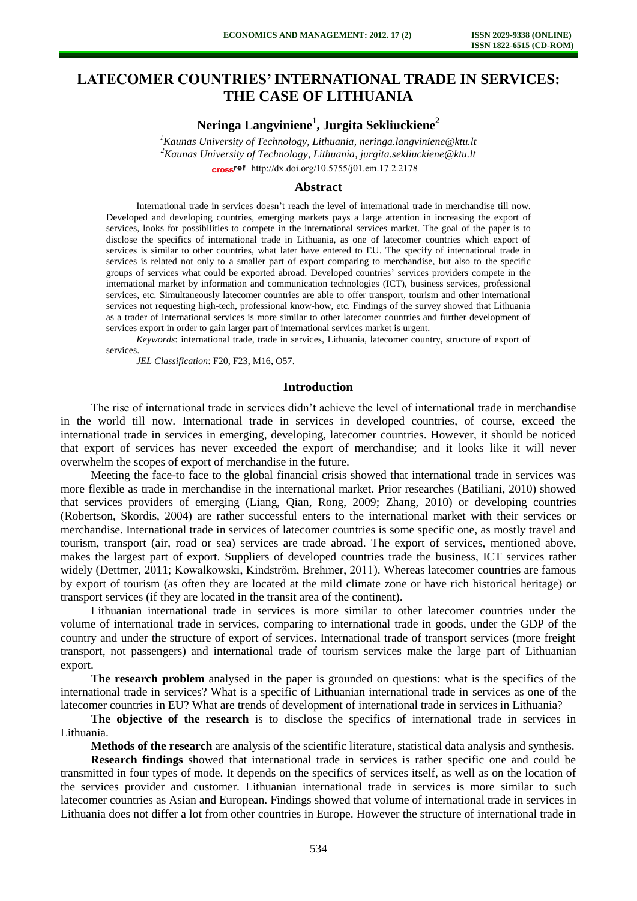# LATECOMER COUNTRIES' INTERNATIONAL TRADE IN SERVICES: THE CASE OF LITHUANIA

**Neringa Langviniene[1], Jurgita Sekliuckiene[2]**

[1]*Kaunas University of Technology, Lithuania, neringa.langviniene@ktu.lt*
[2]*Kaunas University of Technology, Lithuania, jurgita.sekliuckiene@ktu.lt*

http://dx.doi.org/10.5755/j01.em.17.2.2178

## Abstract

International trade in services doesn't reach the level of international trade in merchandise till now. Developed and developing countries, emerging markets pays a large attention in increasing the export of services, looks for possibilities to compete in the international services market. The goal of the paper is to disclose the specifics of international trade in Lithuania, as one of latecomer countries which export of services is similar to other countries, what later have entered to EU. The specify of international trade in services is related not only to a smaller part of export comparing to merchandise, but also to the specific groups of services what could be exported abroad. Developed countries' services providers compete in the international market by information and communication technologies (ICT), business services, professional services, etc. Simultaneously latecomer countries are able to offer transport, tourism and other international services not requesting high-tech, professional know-how, etc. Findings of the survey showed that Lithuania as a trader of international services is more similar to other latecomer countries and further development of services export in order to gain larger part of international services market is urgent.

*Keywords*: international trade, trade in services, Lithuania, latecomer country, structure of export of services.

*JEL Classification*: F20, F23, M16, O57.

## Introduction

The rise of international trade in services didn't achieve the level of international trade in merchandise in the world till now. International trade in services in developed countries, of course, exceed the international trade in services in emerging, developing, latecomer countries. However, it should be noticed that export of services has never exceeded the export of merchandise; and it looks like it will never overwhelm the scopes of export of merchandise in the future.

Meeting the face-to face to the global financial crisis showed that international trade in services was more flexible as trade in merchandise in the international market. Prior researches (Batiliani, 2010) showed that services providers of emerging (Liang, Qian, Rong, 2009; Zhang, 2010) or developing countries (Robertson, Skordis, 2004) are rather successful enters to the international market with their services or merchandise. International trade in services of latecomer countries is some specific one, as mostly travel and tourism, transport (air, road or sea) services are trade abroad. The export of services, mentioned above, makes the largest part of export. Suppliers of developed countries trade the business, ICT services rather widely (Dettmer, 2011; Kowalkowski, Kindström, Brehmer, 2011). Whereas latecomer countries are famous by export of tourism (as often they are located at the mild climate zone or have rich historical heritage) or transport services (if they are located in the transit area of the continent).

Lithuanian international trade in services is more similar to other latecomer countries under the volume of international trade in services, comparing to international trade in goods, under the GDP of the country and under the structure of export of services. International trade of transport services (more freight transport, not passengers) and international trade of tourism services make the large part of Lithuanian export.

**The research problem** analysed in the paper is grounded on questions: what is the specifics of the international trade in services? What is a specific of Lithuanian international trade in services as one of the latecomer countries in EU? What are trends of development of international trade in services in Lithuania?

**The objective of the research** is to disclose the specifics of international trade in services in Lithuania.

**Methods of the research** are analysis of the scientific literature, statistical data analysis and synthesis.

**Research findings** showed that international trade in services is rather specific one and could be transmitted in four types of mode. It depends on the specifics of services itself, as well as on the location of the services provider and customer. Lithuanian international trade in services is more similar to such latecomer countries as Asian and European. Findings showed that volume of international trade in services in Lithuania does not differ a lot from other countries in Europe. However the structure of international trade in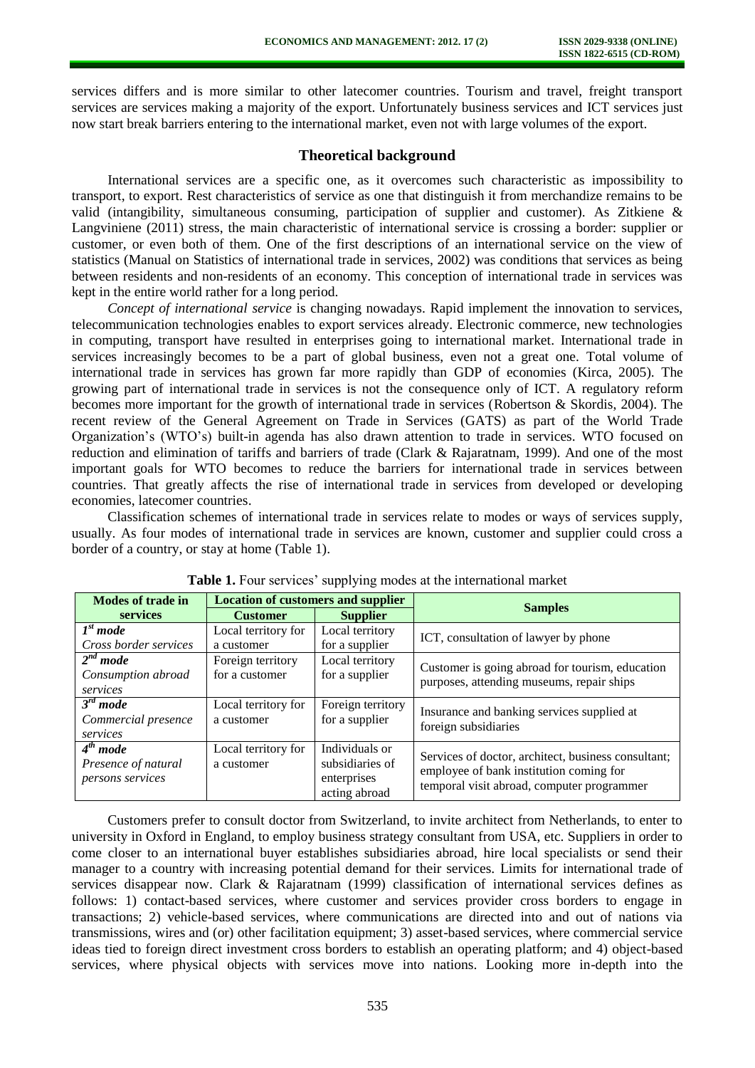services differs and is more similar to other latecomer countries. Tourism and travel, freight transport services are services making a majority of the export. Unfortunately business services and ICT services just now start break barriers entering to the international market, even not with large volumes of the export.

## Theoretical background

International services are a specific one, as it overcomes such characteristic as impossibility to transport, to export. Rest characteristics of service as one that distinguish it from merchandize remains to be valid (intangibility, simultaneous consuming, participation of supplier and customer). As Zitkiene & Langviniene (2011) stress, the main characteristic of international service is crossing a border: supplier or customer, or even both of them. One of the first descriptions of an international service on the view of statistics (Manual on Statistics of international trade in services, 2002) was conditions that services as being between residents and non-residents of an economy. This conception of international trade in services was kept in the entire world rather for a long period.

*Concept of international service* is changing nowadays. Rapid implement the innovation to services, telecommunication technologies enables to export services already. Electronic commerce, new technologies in computing, transport have resulted in enterprises going to international market. International trade in services increasingly becomes to be a part of global business, even not a great one. Total volume of international trade in services has grown far more rapidly than GDP of economies (Kirca, 2005). The growing part of international trade in services is not the consequence only of ICT. A regulatory reform becomes more important for the growth of international trade in services (Robertson & Skordis, 2004). The recent review of the General Agreement on Trade in Services (GATS) as part of the World Trade Organization's (WTO's) built-in agenda has also drawn attention to trade in services. WTO focused on reduction and elimination of tariffs and barriers of trade (Clark & Rajaratnam, 1999). And one of the most important goals for WTO becomes to reduce the barriers for international trade in services between countries. That greatly affects the rise of international trade in services from developed or developing economies, latecomer countries.

Classification schemes of international trade in services relate to modes or ways of services supply, usually. As four modes of international trade in services are known, customer and supplier could cross a border of a country, or stay at home (Table 1).

**Table 1.** Four services' supplying modes at the international market

| Modes of trade in services | Location of customers and supplier | | Samples |
|---|---|---|---|
| | **Customer** | **Supplier** | |
| *1st mode* <br> *Cross border services* | Local territory for a customer | Local territory for a supplier | ICT, consultation of lawyer by phone |
| *2nd mode* <br> *Consumption abroad services* | Foreign territory for a customer | Local territory for a supplier | Customer is going abroad for tourism, education purposes, attending museums, repair ships |
| *3rd mode* <br> *Commercial presence services* | Local territory for a customer | Foreign territory for a supplier | Insurance and banking services supplied at foreign subsidiaries |
| *4th mode* <br> *Presence of natural persons services* | Local territory for a customer | Individuals or subsidiaries of enterprises acting abroad | Services of doctor, architect, business consultant; employee of bank institution coming for temporal visit abroad, computer programmer |

Customers prefer to consult doctor from Switzerland, to invite architect from Netherlands, to enter to university in Oxford in England, to employ business strategy consultant from USA, etc. Suppliers in order to come closer to an international buyer establishes subsidiaries abroad, hire local specialists or send their manager to a country with increasing potential demand for their services. Limits for international trade of services disappear now. Clark & Rajaratnam (1999) classification of international services defines as follows: 1) contact-based services, where customer and services provider cross borders to engage in transactions; 2) vehicle-based services, where communications are directed into and out of nations via transmissions, wires and (or) other facilitation equipment; 3) asset-based services, where commercial service ideas tied to foreign direct investment cross borders to establish an operating platform; and 4) object-based services, where physical objects with services move into nations. Looking more in-depth into the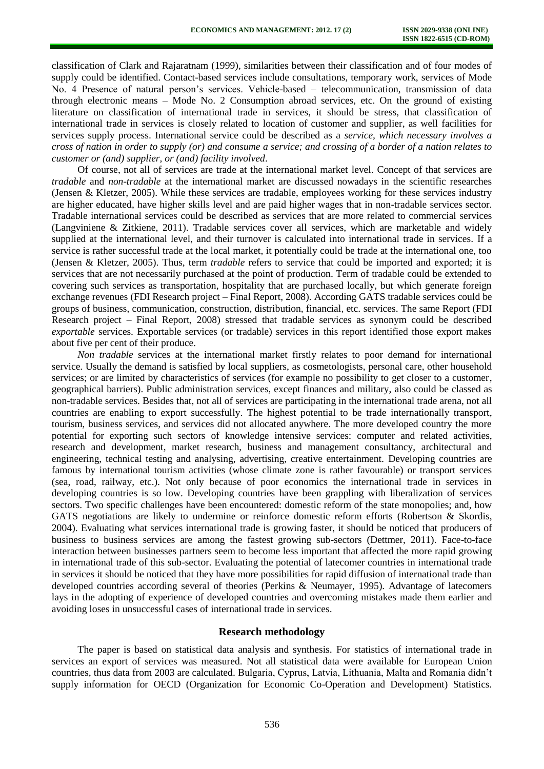classification of Clark and Rajaratnam (1999), similarities between their classification and of four modes of supply could be identified. Contact-based services include consultations, temporary work, services of Mode No. 4 Presence of natural person's services. Vehicle-based – telecommunication, transmission of data through electronic means – Mode No. 2 Consumption abroad services, etc. On the ground of existing literature on classification of international trade in services, it should be stress, that classification of international trade in services is closely related to location of customer and supplier, as well facilities for services supply process. International service could be described as a *service, which necessary involves a cross of nation in order to supply (or) and consume a service; and crossing of a border of a nation relates to customer or (and) supplier, or (and) facility involved*.

Of course, not all of services are trade at the international market level. Concept of that services are *tradable* and *non-tradable* at the international market are discussed nowadays in the scientific researches (Jensen & Kletzer, 2005). While these services are tradable, employees working for these services industry are higher educated, have higher skills level and are paid higher wages that in non-tradable services sector. Tradable international services could be described as services that are more related to commercial services (Langviniene & Zitkiene, 2011). Tradable services cover all services, which are marketable and widely supplied at the international level, and their turnover is calculated into international trade in services. If a service is rather successful trade at the local market, it potentially could be trade at the international one, too (Jensen & Kletzer, 2005). Thus, term *tradable* refers to service that could be imported and exported; it is services that are not necessarily purchased at the point of production. Term of tradable could be extended to covering such services as transportation, hospitality that are purchased locally, but which generate foreign exchange revenues (FDI Research project – Final Report, 2008). According GATS tradable services could be groups of business, communication, construction, distribution, financial, etc. services. The same Report (FDI Research project – Final Report, 2008) stressed that tradable services as synonym could be described *exportable* services. Exportable services (or tradable) services in this report identified those export makes about five per cent of their produce.

*Non tradable* services at the international market firstly relates to poor demand for international service. Usually the demand is satisfied by local suppliers, as cosmetologists, personal care, other household services; or are limited by characteristics of services (for example no possibility to get closer to a customer, geographical barriers). Public administration services, except finances and military, also could be classed as non-tradable services. Besides that, not all of services are participating in the international trade arena, not all countries are enabling to export successfully. The highest potential to be trade internationally transport, tourism, business services, and services did not allocated anywhere. The more developed country the more potential for exporting such sectors of knowledge intensive services: computer and related activities, research and development, market research, business and management consultancy, architectural and engineering, technical testing and analysing, advertising, creative entertainment. Developing countries are famous by international tourism activities (whose climate zone is rather favourable) or transport services (sea, road, railway, etc.). Not only because of poor economics the international trade in services in developing countries is so low. Developing countries have been grappling with liberalization of services sectors. Two specific challenges have been encountered: domestic reform of the state monopolies; and, how GATS negotiations are likely to undermine or reinforce domestic reform efforts (Robertson & Skordis, 2004). Evaluating what services international trade is growing faster, it should be noticed that producers of business to business services are among the fastest growing sub-sectors (Dettmer, 2011). Face-to-face interaction between businesses partners seem to become less important that affected the more rapid growing in international trade of this sub-sector. Evaluating the potential of latecomer countries in international trade in services it should be noticed that they have more possibilities for rapid diffusion of international trade than developed countries according several of theories (Perkins & Neumayer, 1995). Advantage of latecomers lays in the adopting of experience of developed countries and overcoming mistakes made them earlier and avoiding loses in unsuccessful cases of international trade in services.

## Research methodology

The paper is based on statistical data analysis and synthesis. For statistics of international trade in services an export of services was measured. Not all statistical data were available for European Union countries, thus data from 2003 are calculated. Bulgaria, Cyprus, Latvia, Lithuania, Malta and Romania didn't supply information for OECD (Organization for Economic Co-Operation and Development) Statistics.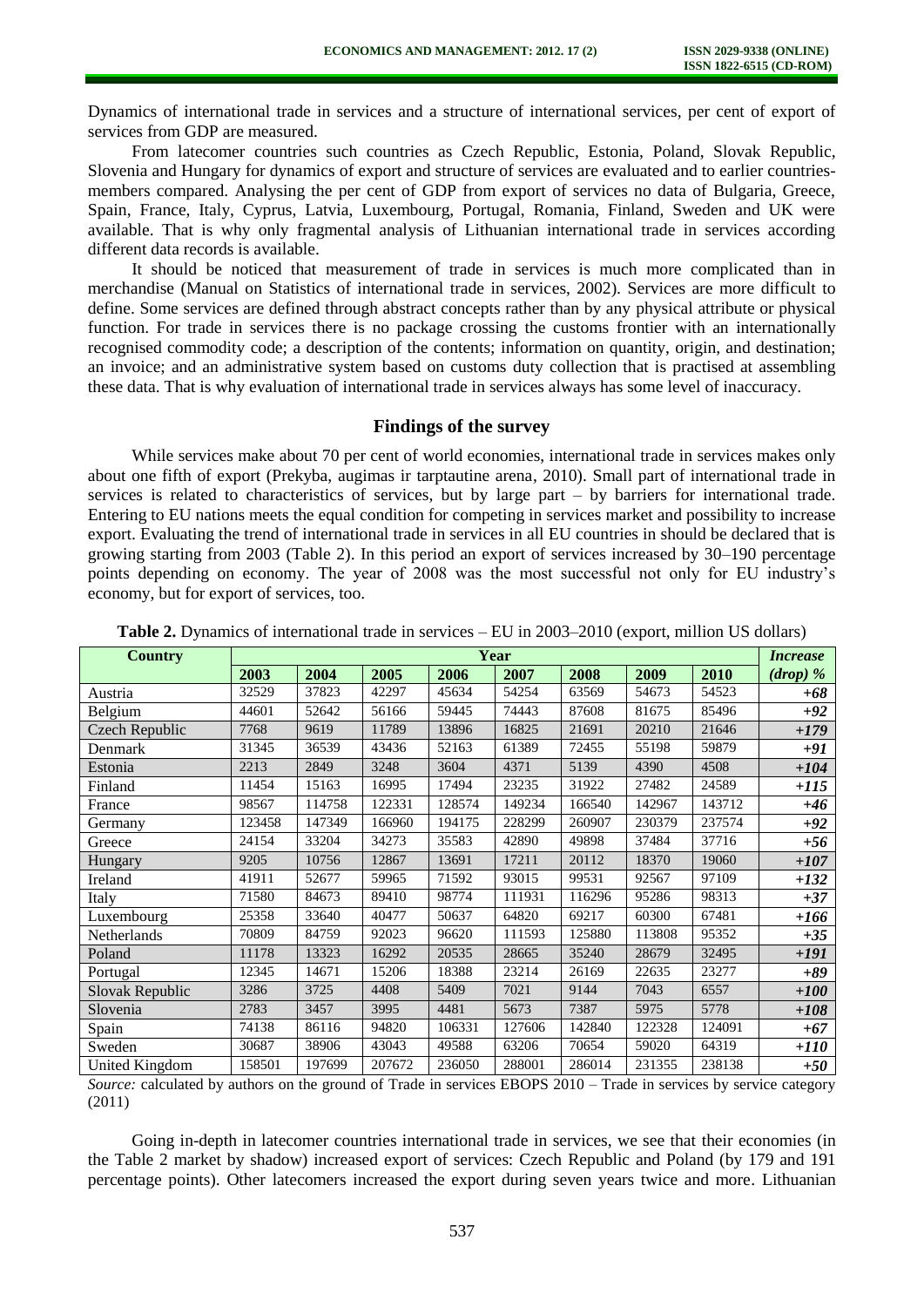Dynamics of international trade in services and a structure of international services, per cent of export of services from GDP are measured.

From latecomer countries such countries as Czech Republic, Estonia, Poland, Slovak Republic, Slovenia and Hungary for dynamics of export and structure of services are evaluated and to earlier countries-members compared. Analysing the per cent of GDP from export of services no data of Bulgaria, Greece, Spain, France, Italy, Cyprus, Latvia, Luxembourg, Portugal, Romania, Finland, Sweden and UK were available. That is why only fragmental analysis of Lithuanian international trade in services according different data records is available.

It should be noticed that measurement of trade in services is much more complicated than in merchandise (Manual on Statistics of international trade in services, 2002). Services are more difficult to define. Some services are defined through abstract concepts rather than by any physical attribute or physical function. For trade in services there is no package crossing the customs frontier with an internationally recognised commodity code; a description of the contents; information on quantity, origin, and destination; an invoice; and an administrative system based on customs duty collection that is practised at assembling these data. That is why evaluation of international trade in services always has some level of inaccuracy.

## Findings of the survey

While services make about 70 per cent of world economies, international trade in services makes only about one fifth of export (Prekyba, augimas ir tarptautine arena, 2010). Small part of international trade in services is related to characteristics of services, but by large part – by barriers for international trade. Entering to EU nations meets the equal condition for competing in services market and possibility to increase export. Evaluating the trend of international trade in services in all EU countries in should be declared that is growing starting from 2003 (Table 2). In this period an export of services increased by 30–190 percentage points depending on economy. The year of 2008 was the most successful not only for EU industry's economy, but for export of services, too.

**Table 2.** Dynamics of international trade in services – EU in 2003–2010 (export, million US dollars)

| Country | Year | | | | | | | | *Increase (drop) %* |
|---|---|---|---|---|---|---|---|---|---|
| | **2003** | **2004** | **2005** | **2006** | **2007** | **2008** | **2009** | **2010** | |
| Austria | 32529 | 37823 | 42297 | 45634 | 54254 | 63569 | 54673 | 54523 | ***+68*** |
| Belgium | 44601 | 52642 | 56166 | 59445 | 74443 | 87608 | 81675 | 85496 | ***+92*** |
| Czech Republic | 7768 | 9619 | 11789 | 13896 | 16825 | 21691 | 20210 | 21646 | ***+179*** |
| Denmark | 31345 | 36539 | 43436 | 52163 | 61389 | 72455 | 55198 | 59879 | ***+91*** |
| Estonia | 2213 | 2849 | 3248 | 3604 | 4371 | 5139 | 4390 | 4508 | ***+104*** |
| Finland | 11454 | 15163 | 16995 | 17494 | 23235 | 31922 | 27482 | 24589 | ***+115*** |
| France | 98567 | 114758 | 122331 | 128574 | 149234 | 166540 | 142967 | 143712 | ***+46*** |
| Germany | 123458 | 147349 | 166960 | 194175 | 228299 | 260907 | 230379 | 237574 | ***+92*** |
| Greece | 24154 | 33204 | 34273 | 35583 | 42890 | 49898 | 37484 | 37716 | ***+56*** |
| Hungary | 9205 | 10756 | 12867 | 13691 | 17211 | 20112 | 18370 | 19060 | ***+107*** |
| Ireland | 41911 | 52677 | 59965 | 71592 | 93015 | 99531 | 92567 | 97109 | ***+132*** |
| Italy | 71580 | 84673 | 89410 | 98774 | 111931 | 116296 | 95286 | 98313 | ***+37*** |
| Luxembourg | 25358 | 33640 | 40477 | 50637 | 64820 | 69217 | 60300 | 67481 | ***+166*** |
| Netherlands | 70809 | 84759 | 92023 | 96620 | 111593 | 125880 | 113808 | 95352 | ***+35*** |
| Poland | 11178 | 13323 | 16292 | 20535 | 28665 | 35240 | 28679 | 32495 | ***+191*** |
| Portugal | 12345 | 14671 | 15206 | 18388 | 23214 | 26169 | 22635 | 23277 | ***+89*** |
| Slovak Republic | 3286 | 3725 | 4408 | 5409 | 7021 | 9144 | 7043 | 6557 | ***+100*** |
| Slovenia | 2783 | 3457 | 3995 | 4481 | 5673 | 7387 | 5975 | 5778 | ***+108*** |
| Spain | 74138 | 86116 | 94820 | 106331 | 127606 | 142840 | 122328 | 124091 | ***+67*** |
| Sweden | 30687 | 38906 | 43043 | 49588 | 63206 | 70654 | 59020 | 64319 | ***+110*** |
| United Kingdom | 158501 | 197699 | 207672 | 236050 | 288001 | 286014 | 231355 | 238138 | ***+50*** |

*Source:* calculated by authors on the ground of Trade in services EBOPS 2010 – Trade in services by service category (2011)

Going in-depth in latecomer countries international trade in services, we see that their economies (in the Table 2 market by shadow) increased export of services: Czech Republic and Poland (by 179 and 191 percentage points). Other latecomers increased the export during seven years twice and more. Lithuanian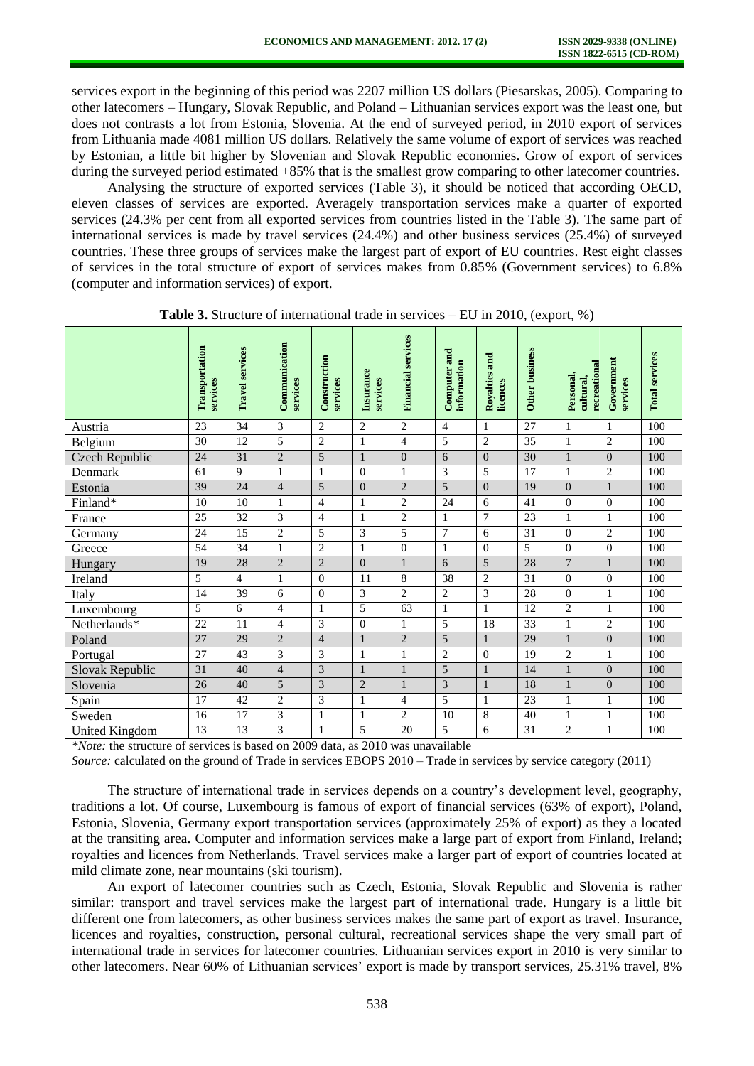services export in the beginning of this period was 2207 million US dollars (Piesarskas, 2005). Comparing to other latecomers – Hungary, Slovak Republic, and Poland – Lithuanian services export was the least one, but does not contrasts a lot from Estonia, Slovenia. At the end of surveyed period, in 2010 export of services from Lithuania made 4081 million US dollars. Relatively the same volume of export of services was reached by Estonian, a little bit higher by Slovenian and Slovak Republic economies. Grow of export of services during the surveyed period estimated +85% that is the smallest grow comparing to other latecomer countries.

Analysing the structure of exported services (Table 3), it should be noticed that according OECD, eleven classes of services are exported. Averagely transportation services make a quarter of exported services (24.3% per cent from all exported services from countries listed in the Table 3). The same part of international services is made by travel services (24.4%) and other business services (25.4%) of surveyed countries. These three groups of services make the largest part of export of EU countries. Rest eight classes of services in the total structure of export of services makes from 0.85% (Government services) to 6.8% (computer and information services) of export.

**Table 3.** Structure of international trade in services – EU in 2010, (export, %)

| | Transportation services | Travel services | Communication services | Construction services | Insurance services | Financial services | Computer and information | Royalties and licences | Other business | Personal, cultural, recreational | Government services | Total services |
|---|---|---|---|---|---|---|---|---|---|---|---|---|
| Austria | 23 | 34 | 3 | 2 | 2 | 2 | 4 | 1 | 27 | 1 | 1 | 100 |
| Belgium | 30 | 12 | 5 | 2 | 1 | 4 | 5 | 2 | 35 | 1 | 2 | 100 |
| Czech Republic | 24 | 31 | 2 | 5 | 1 | 0 | 6 | 0 | 30 | 1 | 0 | 100 |
| Denmark | 61 | 9 | 1 | 1 | 0 | 1 | 3 | 5 | 17 | 1 | 2 | 100 |
| Estonia | 39 | 24 | 4 | 5 | 0 | 2 | 5 | 0 | 19 | 0 | 1 | 100 |
| Finland* | 10 | 10 | 1 | 4 | 1 | 2 | 24 | 6 | 41 | 0 | 0 | 100 |
| France | 25 | 32 | 3 | 4 | 1 | 2 | 1 | 7 | 23 | 1 | 1 | 100 |
| Germany | 24 | 15 | 2 | 5 | 3 | 5 | 7 | 6 | 31 | 0 | 2 | 100 |
| Greece | 54 | 34 | 1 | 2 | 1 | 0 | 1 | 0 | 5 | 0 | 0 | 100 |
| Hungary | 19 | 28 | 2 | 2 | 0 | 1 | 6 | 5 | 28 | 7 | 1 | 100 |
| Ireland | 5 | 4 | 1 | 0 | 11 | 8 | 38 | 2 | 31 | 0 | 0 | 100 |
| Italy | 14 | 39 | 6 | 0 | 3 | 2 | 2 | 3 | 28 | 0 | 1 | 100 |
| Luxembourg | 5 | 6 | 4 | 1 | 5 | 63 | 1 | 1 | 12 | 2 | 1 | 100 |
| Netherlands* | 22 | 11 | 4 | 3 | 0 | 1 | 5 | 18 | 33 | 1 | 2 | 100 |
| Poland | 27 | 29 | 2 | 4 | 1 | 2 | 5 | 1 | 29 | 1 | 0 | 100 |
| Portugal | 27 | 43 | 3 | 3 | 1 | 1 | 2 | 0 | 19 | 2 | 1 | 100 |
| Slovak Republic | 31 | 40 | 4 | 3 | 1 | 1 | 5 | 1 | 14 | 1 | 0 | 100 |
| Slovenia | 26 | 40 | 5 | 3 | 2 | 1 | 3 | 1 | 18 | 1 | 0 | 100 |
| Spain | 17 | 42 | 2 | 3 | 1 | 4 | 5 | 1 | 23 | 1 | 1 | 100 |
| Sweden | 16 | 17 | 3 | 1 | 1 | 2 | 10 | 8 | 40 | 1 | 1 | 100 |
| United Kingdom | 13 | 13 | 3 | 1 | 5 | 20 | 5 | 6 | 31 | 2 | 1 | 100 |

*Note:* the structure of services is based on 2009 data, as 2010 was unavailable

*Source:* calculated on the ground of Trade in services EBOPS 2010 – Trade in services by service category (2011)

The structure of international trade in services depends on a country's development level, geography, traditions a lot. Of course, Luxembourg is famous of export of financial services (63% of export), Poland, Estonia, Slovenia, Germany export transportation services (approximately 25% of export) as they a located at the transiting area. Computer and information services make a large part of export from Finland, Ireland; royalties and licences from Netherlands. Travel services make a larger part of export of countries located at mild climate zone, near mountains (ski tourism).

An export of latecomer countries such as Czech, Estonia, Slovak Republic and Slovenia is rather similar: transport and travel services make the largest part of international trade. Hungary is a little bit different one from latecomers, as other business services makes the same part of export as travel. Insurance, licences and royalties, construction, personal cultural, recreational services shape the very small part of international trade in services for latecomer countries. Lithuanian services export in 2010 is very similar to other latecomers. Near 60% of Lithuanian services' export is made by transport services, 25.31% travel, 8%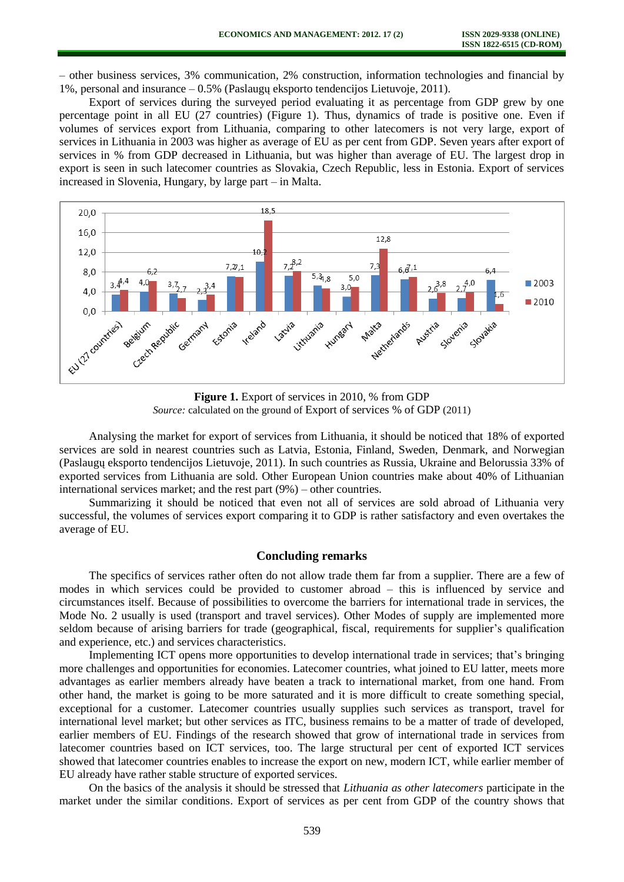– other business services, 3% communication, 2% construction, information technologies and financial by 1%, personal and insurance – 0.5% (Paslaugų eksporto tendencijos Lietuvoje, 2011).

Export of services during the surveyed period evaluating it as percentage from GDP grew by one percentage point in all EU (27 countries) (Figure 1). Thus, dynamics of trade is positive one. Even if volumes of services export from Lithuania, comparing to other latecomers is not very large, export of services in Lithuania in 2003 was higher as average of EU as per cent from GDP. Seven years after export of services in % from GDP decreased in Lithuania, but was higher than average of EU. The largest drop in export is seen in such latecomer countries as Slovakia, Czech Republic, less in Estonia. Export of services increased in Slovenia, Hungary, by large part – in Malta.

| Country | 2003 | 2010 |
|---|---|---|
| EU (27 countries) | 3,4 | 4,4 |
| Belgium | 4,0 | 6,2 |
| Czech Republic | 3,7 | 2,7 |
| Germany | 2,3 | 3,4 |
| Estonia | 7,2 | 7,1 |
| Ireland | 10,2 | 18,5 |
| Latvia | 7,2 | 8,2 |
| Lithuania | 5,3 | 4,8 |
| Hungary | 3,0 | 5,0 |
| Malta | 7,3 | 12,8 |
| Netherlands | 6,6 | 7,1 |
| Austria | 2,6 | 3,8 |
| Slovenia | 2,7 | 4,0 |
| Slovakia | 6,4 | 1,6 |

**Figure 1.** Export of services in 2010, % from GDP

*Source:* calculated on the ground of Export of services % of GDP (2011)

Analysing the market for export of services from Lithuania, it should be noticed that 18% of exported services are sold in nearest countries such as Latvia, Estonia, Finland, Sweden, Denmark, and Norwegian (Paslaugų eksporto tendencijos Lietuvoje, 2011). In such countries as Russia, Ukraine and Belorussia 33% of exported services from Lithuania are sold. Other European Union countries make about 40% of Lithuanian international services market; and the rest part (9%) – other countries.

Summarizing it should be noticed that even not all of services are sold abroad of Lithuania very successful, the volumes of services export comparing it to GDP is rather satisfactory and even overtakes the average of EU.

## Concluding remarks

The specifics of services rather often do not allow trade them far from a supplier. There are a few of modes in which services could be provided to customer abroad – this is influenced by service and circumstances itself. Because of possibilities to overcome the barriers for international trade in services, the Mode No. 2 usually is used (transport and travel services). Other Modes of supply are implemented more seldom because of arising barriers for trade (geographical, fiscal, requirements for supplier's qualification and experience, etc.) and services characteristics.

Implementing ICT opens more opportunities to develop international trade in services; that's bringing more challenges and opportunities for economies. Latecomer countries, what joined to EU latter, meets more advantages as earlier members already have beaten a track to international market, from one hand. From other hand, the market is going to be more saturated and it is more difficult to create something special, exceptional for a customer. Latecomer countries usually supplies such services as transport, travel for international level market; but other services as ITC, business remains to be a matter of trade of developed, earlier members of EU. Findings of the research showed that grow of international trade in services from latecomer countries based on ICT services, too. The large structural per cent of exported ICT services showed that latecomer countries enables to increase the export on new, modern ICT, while earlier member of EU already have rather stable structure of exported services.

On the basics of the analysis it should be stressed that *Lithuania as other latecomers* participate in the market under the similar conditions. Export of services as per cent from GDP of the country shows that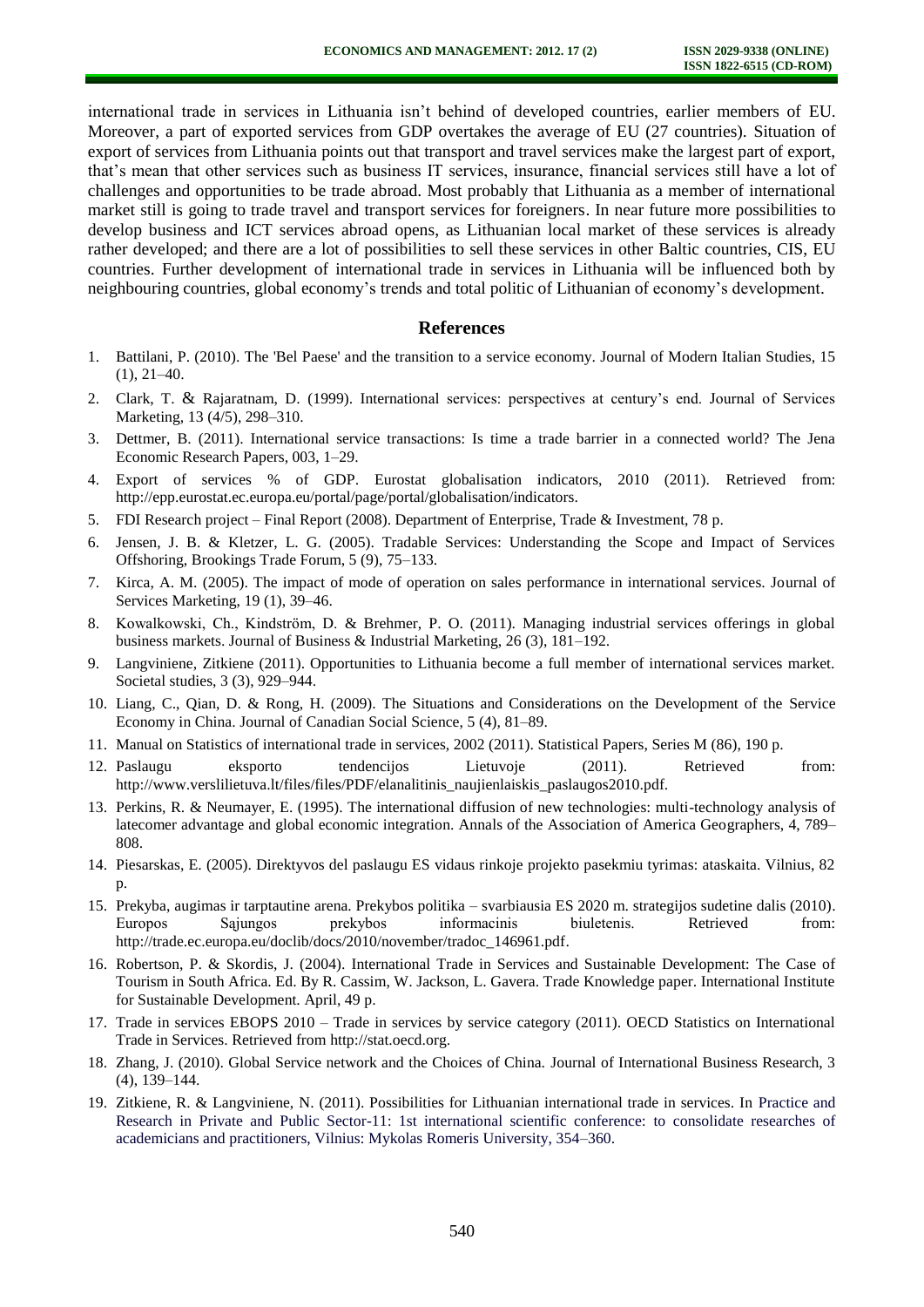international trade in services in Lithuania isn't behind of developed countries, earlier members of EU. Moreover, a part of exported services from GDP overtakes the average of EU (27 countries). Situation of export of services from Lithuania points out that transport and travel services make the largest part of export, that's mean that other services such as business IT services, insurance, financial services still have a lot of challenges and opportunities to be trade abroad. Most probably that Lithuania as a member of international market still is going to trade travel and transport services for foreigners. In near future more possibilities to develop business and ICT services abroad opens, as Lithuanian local market of these services is already rather developed; and there are a lot of possibilities to sell these services in other Baltic countries, CIS, EU countries. Further development of international trade in services in Lithuania will be influenced both by neighbouring countries, global economy's trends and total politic of Lithuanian of economy's development.

## References

1. Battilani, P. (2010). The 'Bel Paese' and the transition to a service economy. Journal of Modern Italian Studies, 15 (1), 21–40.
2. Clark, T. & Rajaratnam, D. (1999). International services: perspectives at century's end. Journal of Services Marketing, 13 (4/5), 298–310.
3. Dettmer, B. (2011). International service transactions: Is time a trade barrier in a connected world? The Jena Economic Research Papers, 003, 1–29.
4. Export of services % of GDP. Eurostat globalisation indicators, 2010 (2011). Retrieved from: http://epp.eurostat.ec.europa.eu/portal/page/portal/globalisation/indicators.
5. FDI Research project – Final Report (2008). Department of Enterprise, Trade & Investment, 78 p.
6. Jensen, J. B. & Kletzer, L. G. (2005). Tradable Services: Understanding the Scope and Impact of Services Offshoring, Brookings Trade Forum, 5 (9), 75–133.
7. Kirca, A. M. (2005). The impact of mode of operation on sales performance in international services. Journal of Services Marketing, 19 (1), 39–46.
8. Kowalkowski, Ch., Kindström, D. & Brehmer, P. O. (2011). Managing industrial services offerings in global business markets. Journal of Business & Industrial Marketing, 26 (3), 181–192.
9. Langviniene, Zitkiene (2011). Opportunities to Lithuania become a full member of international services market. Societal studies, 3 (3), 929–944.
10. Liang, C., Qian, D. & Rong, H. (2009). The Situations and Considerations on the Development of the Service Economy in China. Journal of Canadian Social Science, 5 (4), 81–89.
11. Manual on Statistics of international trade in services, 2002 (2011). Statistical Papers, Series M (86), 190 p.
12. Paslaugu eksporto tendencijos Lietuvoje (2011). Retrieved from: http://www.verslilietuva.lt/files/files/PDF/elanalitinis_naujienlaiskis_paslaugos2010.pdf.
13. Perkins, R. & Neumayer, E. (1995). The international diffusion of new technologies: multi-technology analysis of latecomer advantage and global economic integration. Annals of the Association of America Geographers, 4, 789–808.
14. Piesarskas, E. (2005). Direktyvos del paslaugu ES vidaus rinkoje projekto pasekmiu tyrimas: ataskaita. Vilnius, 82 p.
15. Prekyba, augimas ir tarptautine arena. Prekybos politika – svarbiausia ES 2020 m. strategijos sudetine dalis (2010). Europos Sajungos prekybos informacinis biuletenis. Retrieved from: http://trade.ec.europa.eu/doclib/docs/2010/november/tradoc_146961.pdf.
16. Robertson, P. & Skordis, J. (2004). International Trade in Services and Sustainable Development: The Case of Tourism in South Africa. Ed. By R. Cassim, W. Jackson, L. Gavera. Trade Knowledge paper. International Institute for Sustainable Development. April, 49 p.
17. Trade in services EBOPS 2010 – Trade in services by service category (2011). OECD Statistics on International Trade in Services. Retrieved from http://stat.oecd.org.
18. Zhang, J. (2010). Global Service network and the Choices of China. Journal of International Business Research, 3 (4), 139–144.
19. Zitkiene, R. & Langviniene, N. (2011). Possibilities for Lithuanian international trade in services. In Practice and Research in Private and Public Sector-11: 1st international scientific conference: to consolidate researches of academicians and practitioners, Vilnius: Mykolas Romeris University, 354–360.